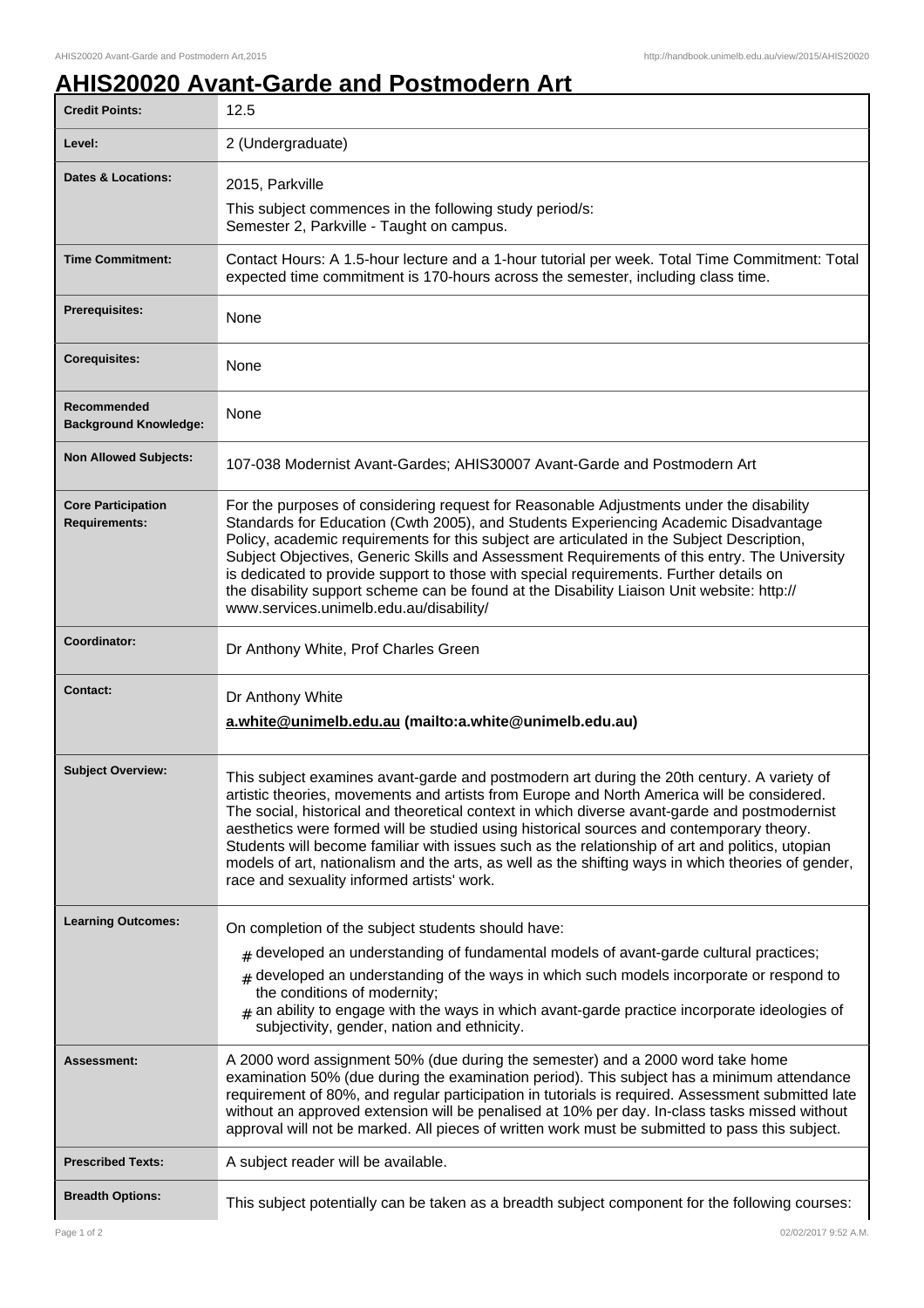# AHIS20020 Avant-Garde and Postmodern Art

| | |
|---|---|
| **Credit Points:** | 12.5 |
| **Level:** | 2 (Undergraduate) |
| **Dates & Locations:** | 2015, Parkville<br>This subject commences in the following study period/s:<br>Semester 2, Parkville - Taught on campus. |
| **Time Commitment:** | Contact Hours: A 1.5-hour lecture and a 1-hour tutorial per week. Total Time Commitment: Total expected time commitment is 170-hours across the semester, including class time. |
| **Prerequisites:** | None |
| **Corequisites:** | None |
| **Recommended Background Knowledge:** | None |
| **Non Allowed Subjects:** | 107-038 Modernist Avant-Gardes; AHIS30007 Avant-Garde and Postmodern Art |
| **Core Participation Requirements:** | For the purposes of considering request for Reasonable Adjustments under the disability Standards for Education (Cwth 2005), and Students Experiencing Academic Disadvantage Policy, academic requirements for this subject are articulated in the Subject Description, Subject Objectives, Generic Skills and Assessment Requirements of this entry. The University is dedicated to provide support to those with special requirements. Further details on the disability support scheme can be found at the Disability Liaison Unit website: http://www.services.unimelb.edu.au/disability/ |
| **Coordinator:** | Dr Anthony White, Prof Charles Green |
| **Contact:** | Dr Anthony White<br>**a.white@unimelb.edu.au (mailto:a.white@unimelb.edu.au)** |
| **Subject Overview:** | This subject examines avant-garde and postmodern art during the 20th century. A variety of artistic theories, movements and artists from Europe and North America will be considered. The social, historical and theoretical context in which diverse avant-garde and postmodernist aesthetics were formed will be studied using historical sources and contemporary theory. Students will become familiar with issues such as the relationship of art and politics, utopian models of art, nationalism and the arts, as well as the shifting ways in which theories of gender, race and sexuality informed artists' work. |
| **Learning Outcomes:** | On completion of the subject students should have:<br># developed an understanding of fundamental models of avant-garde cultural practices;<br># developed an understanding of the ways in which such models incorporate or respond to the conditions of modernity;<br># an ability to engage with the ways in which avant-garde practice incorporate ideologies of subjectivity, gender, nation and ethnicity. |
| **Assessment:** | A 2000 word assignment 50% (due during the semester) and a 2000 word take home examination 50% (due during the examination period). This subject has a minimum attendance requirement of 80%, and regular participation in tutorials is required. Assessment submitted late without an approved extension will be penalised at 10% per day. In-class tasks missed without approval will not be marked. All pieces of written work must be submitted to pass this subject. |
| **Prescribed Texts:** | A subject reader will be available. |
| **Breadth Options:** | This subject potentially can be taken as a breadth subject component for the following courses: |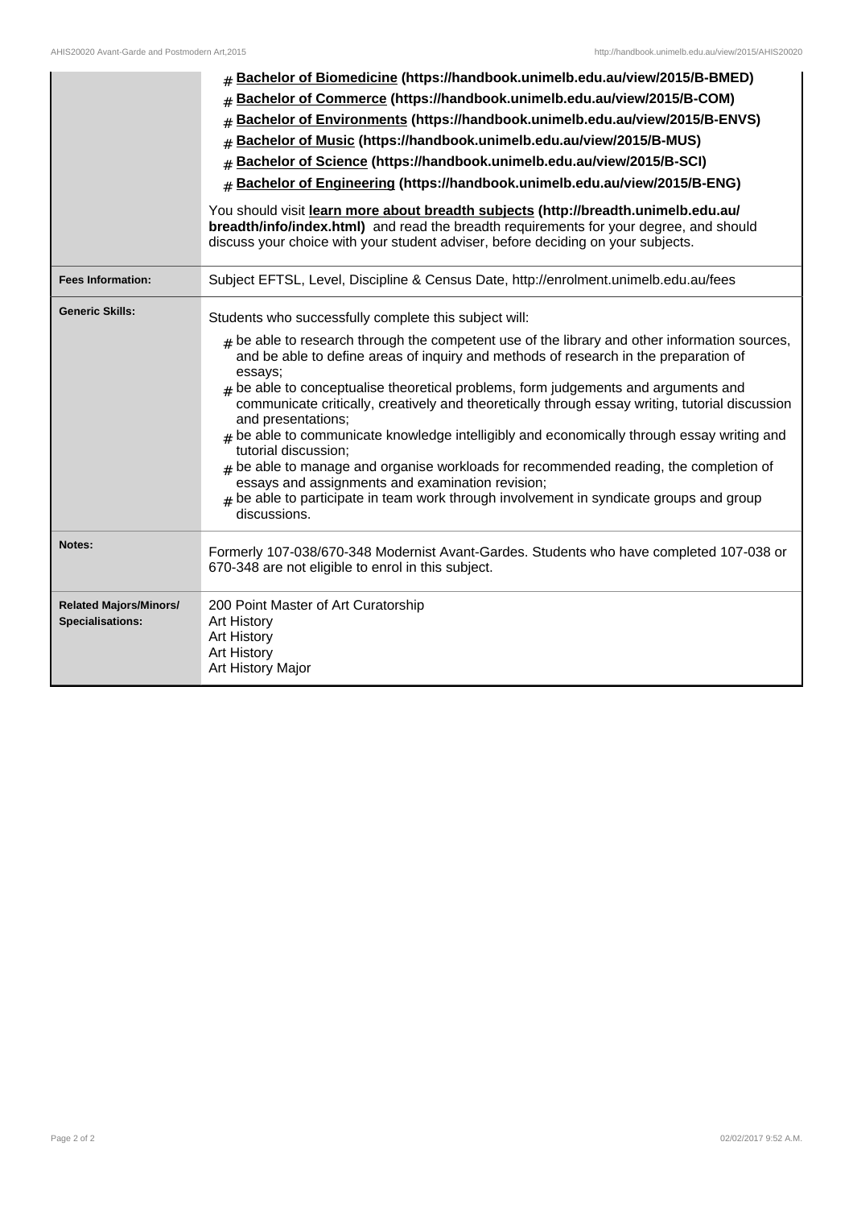| | |
|---|---|
| | # **Bachelor of Biomedicine (https://handbook.unimelb.edu.au/view/2015/B-BMED)**<br># **Bachelor of Commerce (https://handbook.unimelb.edu.au/view/2015/B-COM)**<br># **Bachelor of Environments (https://handbook.unimelb.edu.au/view/2015/B-ENVS)**<br># **Bachelor of Music (https://handbook.unimelb.edu.au/view/2015/B-MUS)**<br># **Bachelor of Science (https://handbook.unimelb.edu.au/view/2015/B-SCI)**<br># **Bachelor of Engineering (https://handbook.unimelb.edu.au/view/2015/B-ENG)**<br><br>You should visit **learn more about breadth subjects (http://breadth.unimelb.edu.au/breadth/info/index.html)** and read the breadth requirements for your degree, and should discuss your choice with your student adviser, before deciding on your subjects. |
| **Fees Information:** | Subject EFTSL, Level, Discipline & Census Date, http://enrolment.unimelb.edu.au/fees |
| **Generic Skills:** | Students who successfully complete this subject will:<br># be able to research through the competent use of the library and other information sources, and be able to define areas of inquiry and methods of research in the preparation of essays;<br># be able to conceptualise theoretical problems, form judgements and arguments and communicate critically, creatively and theoretically through essay writing, tutorial discussion and presentations;<br># be able to communicate knowledge intelligibly and economically through essay writing and tutorial discussion;<br># be able to manage and organise workloads for recommended reading, the completion of essays and assignments and examination revision;<br># be able to participate in team work through involvement in syndicate groups and group discussions. |
| **Notes:** | Formerly 107-038/670-348 Modernist Avant-Gardes. Students who have completed 107-038 or 670-348 are not eligible to enrol in this subject. |
| **Related Majors/Minors/ Specialisations:** | 200 Point Master of Art Curatorship<br>Art History<br>Art History<br>Art History<br>Art History Major |